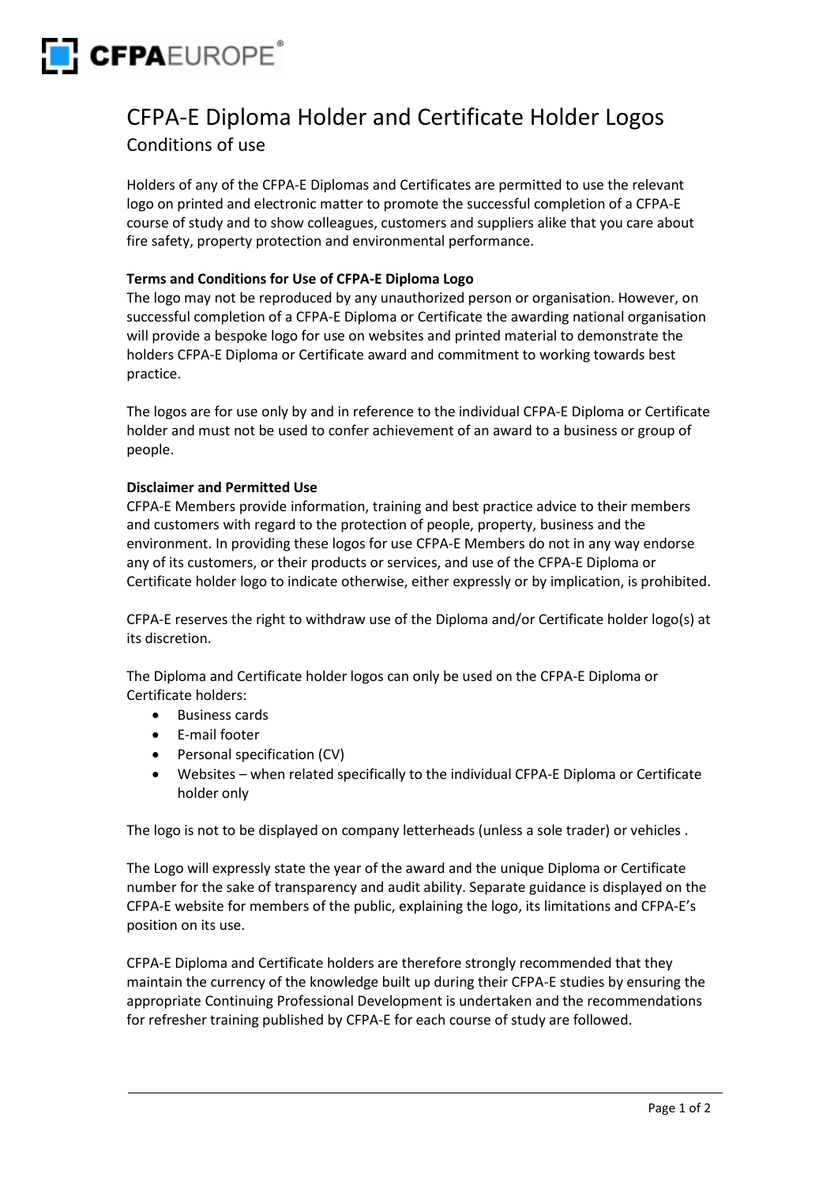# CFPA-E Diploma Holder and Certificate Holder Logos

## Conditions of use

Holders of any of the CFPA-E Diplomas and Certificates are permitted to use the relevant logo on printed and electronic matter to promote the successful completion of a CFPA-E course of study and to show colleagues, customers and suppliers alike that you care about fire safety, property protection and environmental performance.

**Terms and Conditions for Use of CFPA-E Diploma Logo**

The logo may not be reproduced by any unauthorized person or organisation. However, on successful completion of a CFPA-E Diploma or Certificate the awarding national organisation will provide a bespoke logo for use on websites and printed material to demonstrate the holders CFPA-E Diploma or Certificate award and commitment to working towards best practice.

The logos are for use only by and in reference to the individual CFPA-E Diploma or Certificate holder and must not be used to confer achievement of an award to a business or group of people.

**Disclaimer and Permitted Use**

CFPA-E Members provide information, training and best practice advice to their members and customers with regard to the protection of people, property, business and the environment. In providing these logos for use CFPA-E Members do not in any way endorse any of its customers, or their products or services, and use of the CFPA-E Diploma or Certificate holder logo to indicate otherwise, either expressly or by implication, is prohibited.

CFPA-E reserves the right to withdraw use of the Diploma and/or Certificate holder logo(s) at its discretion.

The Diploma and Certificate holder logos can only be used on the CFPA-E Diploma or Certificate holders:

- Business cards
- E-mail footer
- Personal specification (CV)
- Websites – when related specifically to the individual CFPA-E Diploma or Certificate holder only

The logo is not to be displayed on company letterheads (unless a sole trader) or vehicles .

The Logo will expressly state the year of the award and the unique Diploma or Certificate number for the sake of transparency and audit ability. Separate guidance is displayed on the CFPA-E website for members of the public, explaining the logo, its limitations and CFPA-E's position on its use.

CFPA-E Diploma and Certificate holders are therefore strongly recommended that they maintain the currency of the knowledge built up during their CFPA-E studies by ensuring the appropriate Continuing Professional Development is undertaken and the recommendations for refresher training published by CFPA-E for each course of study are followed.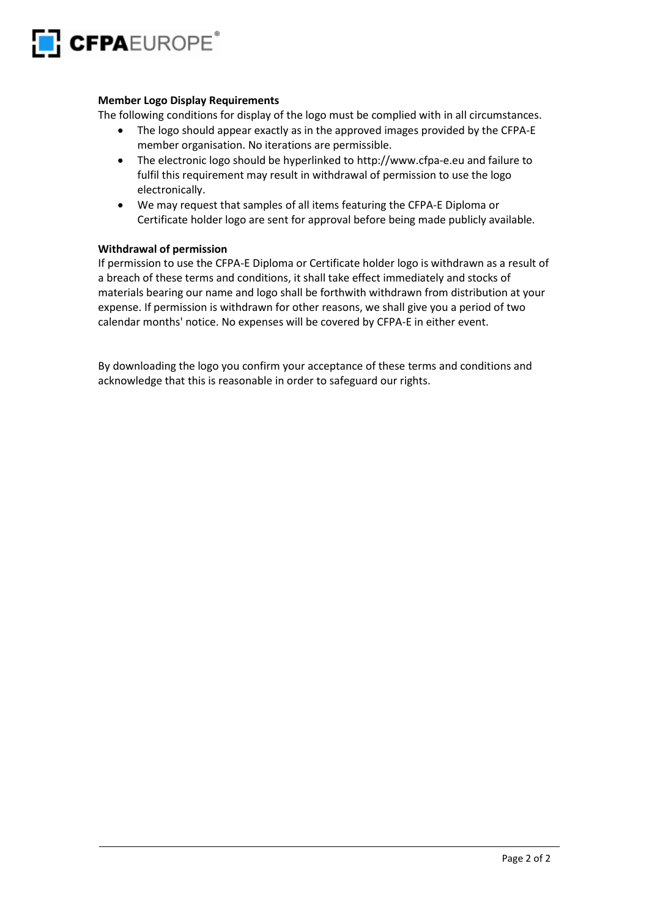**Member Logo Display Requirements**

The following conditions for display of the logo must be complied with in all circumstances.

- The logo should appear exactly as in the approved images provided by the CFPA-E member organisation. No iterations are permissible.
- The electronic logo should be hyperlinked to http://www.cfpa-e.eu and failure to fulfil this requirement may result in withdrawal of permission to use the logo electronically.
- We may request that samples of all items featuring the CFPA-E Diploma or Certificate holder logo are sent for approval before being made publicly available.

**Withdrawal of permission**

If permission to use the CFPA-E Diploma or Certificate holder logo is withdrawn as a result of a breach of these terms and conditions, it shall take effect immediately and stocks of materials bearing our name and logo shall be forthwith withdrawn from distribution at your expense. If permission is withdrawn for other reasons, we shall give you a period of two calendar months' notice. No expenses will be covered by CFPA-E in either event.

By downloading the logo you confirm your acceptance of these terms and conditions and acknowledge that this is reasonable in order to safeguard our rights.